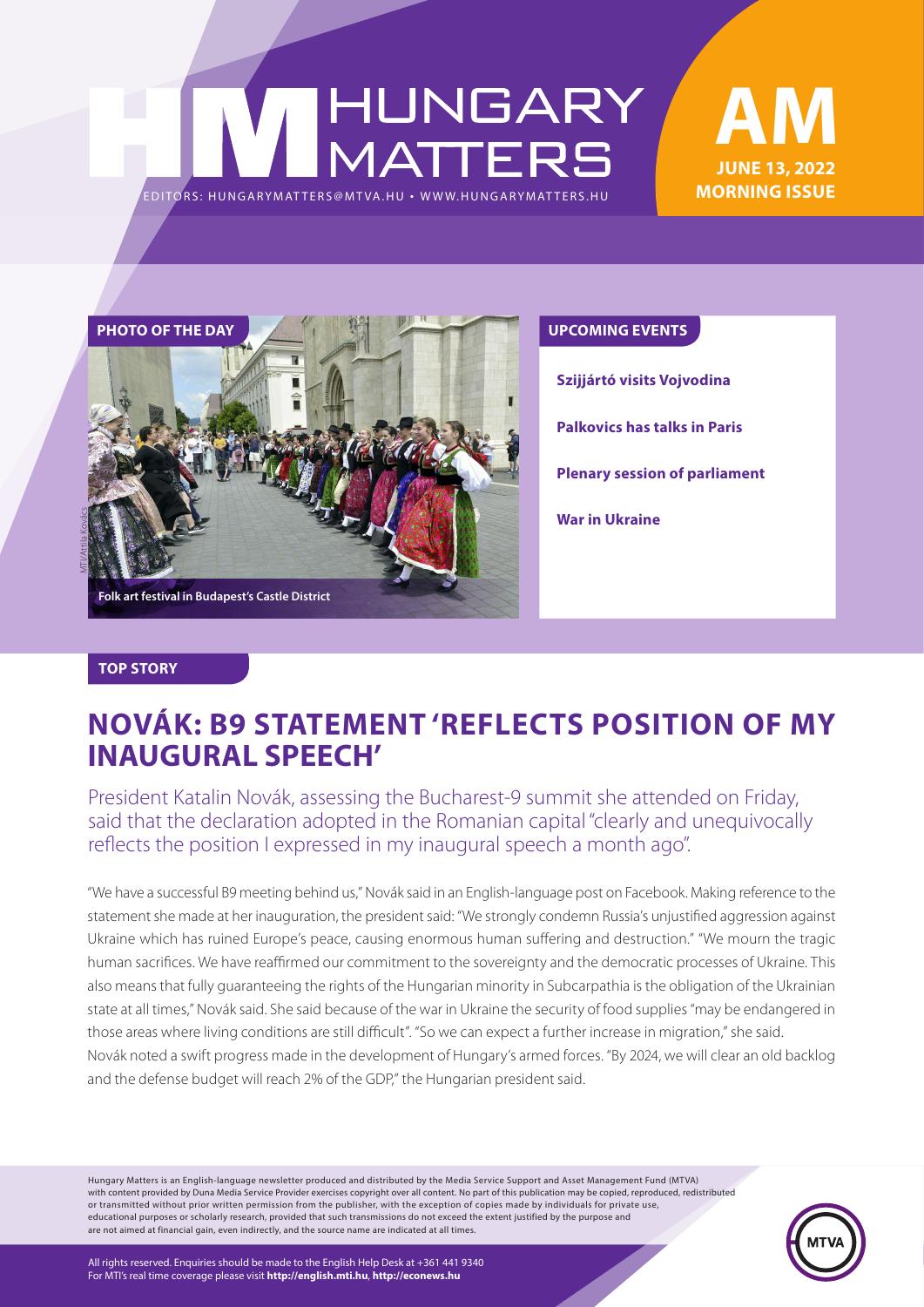# HUNGARY MATTERS

EDITORS: HUNGARYMATTERS@MTVA.HU • WWW.HUNGARYMATTERS.HU

**AM**
**JUNE 13, 2022**
**MORNING ISSUE**

**PHOTO OF THE DAY**

MTI/Attila Kovács

Folk art festival in Budapest's Castle District

**UPCOMING EVENTS**

- **Szijjártó visits Vojvodina**
- **Palkovics has talks in Paris**
- **Plenary session of parliament**
- **War in Ukraine**

**TOP STORY**

## NOVÁK: B9 STATEMENT 'REFLECTS POSITION OF MY INAUGURAL SPEECH'

President Katalin Novák, assessing the Bucharest-9 summit she attended on Friday, said that the declaration adopted in the Romanian capital "clearly and unequivocally reflects the position I expressed in my inaugural speech a month ago".

"We have a successful B9 meeting behind us," Novák said in an English-language post on Facebook. Making reference to the statement she made at her inauguration, the president said: "We strongly condemn Russia's unjustified aggression against Ukraine which has ruined Europe's peace, causing enormous human suffering and destruction." "We mourn the tragic human sacrifices. We have reaffirmed our commitment to the sovereignty and the democratic processes of Ukraine. This also means that fully guaranteeing the rights of the Hungarian minority in Subcarpathia is the obligation of the Ukrainian state at all times," Novák said. She said because of the war in Ukraine the security of food supplies "may be endangered in those areas where living conditions are still difficult". "So we can expect a further increase in migration," she said.
Novák noted a swift progress made in the development of Hungary's armed forces. "By 2024, we will clear an old backlog and the defense budget will reach 2% of the GDP," the Hungarian president said.

Hungary Matters is an English-language newsletter produced and distributed by the Media Service Support and Asset Management Fund (MTVA) with content provided by Duna Media Service Provider exercises copyright over all content. No part of this publication may be copied, reproduced, redistributed or transmitted without prior written permission from the publisher, with the exception of copies made by individuals for private use, educational purposes or scholarly research, provided that such transmissions do not exceed the extent justified by the purpose and are not aimed at financial gain, even indirectly, and the source name are indicated at all times.

All rights reserved. Enquiries should be made to the English Help Desk at +361 441 9340
For MTI's real time coverage please visit **http://english.mti.hu**, **http://econews.hu**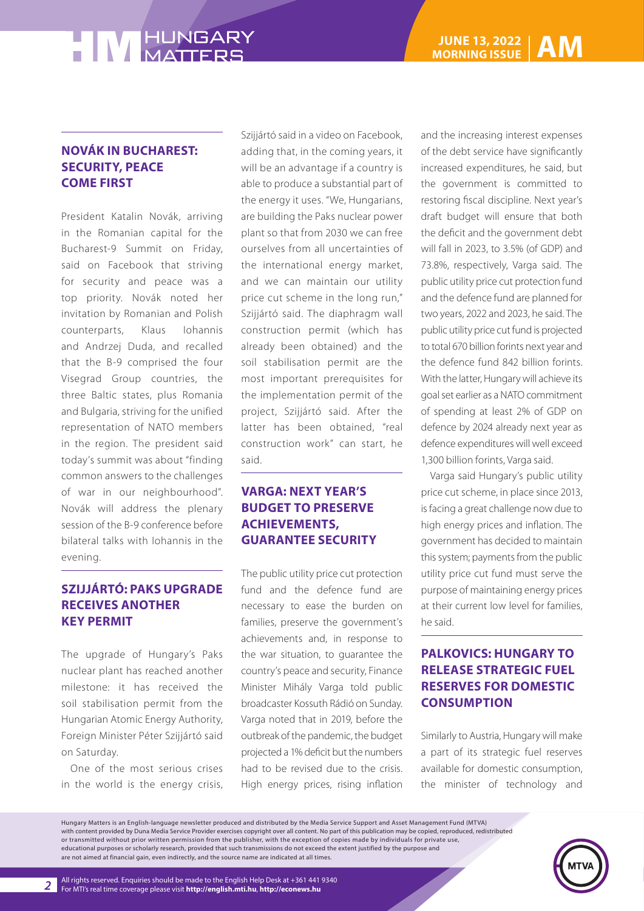## NOVÁK IN BUCHAREST: SECURITY, PEACE COME FIRST

President Katalin Novák, arriving in the Romanian capital for the Bucharest-9 Summit on Friday, said on Facebook that striving for security and peace was a top priority. Novák noted her invitation by Romanian and Polish counterparts, Klaus Iohannis and Andrzej Duda, and recalled that the B-9 comprised the four Visegrad Group countries, the three Baltic states, plus Romania and Bulgaria, striving for the unified representation of NATO members in the region. The president said today's summit was about "finding common answers to the challenges of war in our neighbourhood". Novák will address the plenary session of the B-9 conference before bilateral talks with Iohannis in the evening.

## SZIJJÁRTÓ: PAKS UPGRADE RECEIVES ANOTHER KEY PERMIT

The upgrade of Hungary's Paks nuclear plant has reached another milestone: it has received the soil stabilisation permit from the Hungarian Atomic Energy Authority, Foreign Minister Péter Szijjártó said on Saturday.

One of the most serious crises in the world is the energy crisis, Szijjártó said in a video on Facebook, adding that, in the coming years, it will be an advantage if a country is able to produce a substantial part of the energy it uses. "We, Hungarians, are building the Paks nuclear power plant so that from 2030 we can free ourselves from all uncertainties of the international energy market, and we can maintain our utility price cut scheme in the long run," Szijjártó said. The diaphragm wall construction permit (which has already been obtained) and the soil stabilisation permit are the most important prerequisites for the implementation permit of the project, Szijjártó said. After the latter has been obtained, "real construction work" can start, he said.

## VARGA: NEXT YEAR'S BUDGET TO PRESERVE ACHIEVEMENTS, GUARANTEE SECURITY

The public utility price cut protection fund and the defence fund are necessary to ease the burden on families, preserve the government's achievements and, in response to the war situation, to guarantee the country's peace and security, Finance Minister Mihály Varga told public broadcaster Kossuth Rádió on Sunday. Varga noted that in 2019, before the outbreak of the pandemic, the budget projected a 1% deficit but the numbers had to be revised due to the crisis. High energy prices, rising inflation and the increasing interest expenses of the debt service have significantly increased expenditures, he said, but the government is committed to restoring fiscal discipline. Next year's draft budget will ensure that both the deficit and the government debt will fall in 2023, to 3.5% (of GDP) and 73.8%, respectively, Varga said. The public utility price cut protection fund and the defence fund are planned for two years, 2022 and 2023, he said. The public utility price cut fund is projected to total 670 billion forints next year and the defence fund 842 billion forints. With the latter, Hungary will achieve its goal set earlier as a NATO commitment of spending at least 2% of GDP on defence by 2024 already next year as defence expenditures will well exceed 1,300 billion forints, Varga said.

Varga said Hungary's public utility price cut scheme, in place since 2013, is facing a great challenge now due to high energy prices and inflation. The government has decided to maintain this system; payments from the public utility price cut fund must serve the purpose of maintaining energy prices at their current low level for families, he said.

## PALKOVICS: HUNGARY TO RELEASE STRATEGIC FUEL RESERVES FOR DOMESTIC CONSUMPTION

Similarly to Austria, Hungary will make a part of its strategic fuel reserves available for domestic consumption, the minister of technology and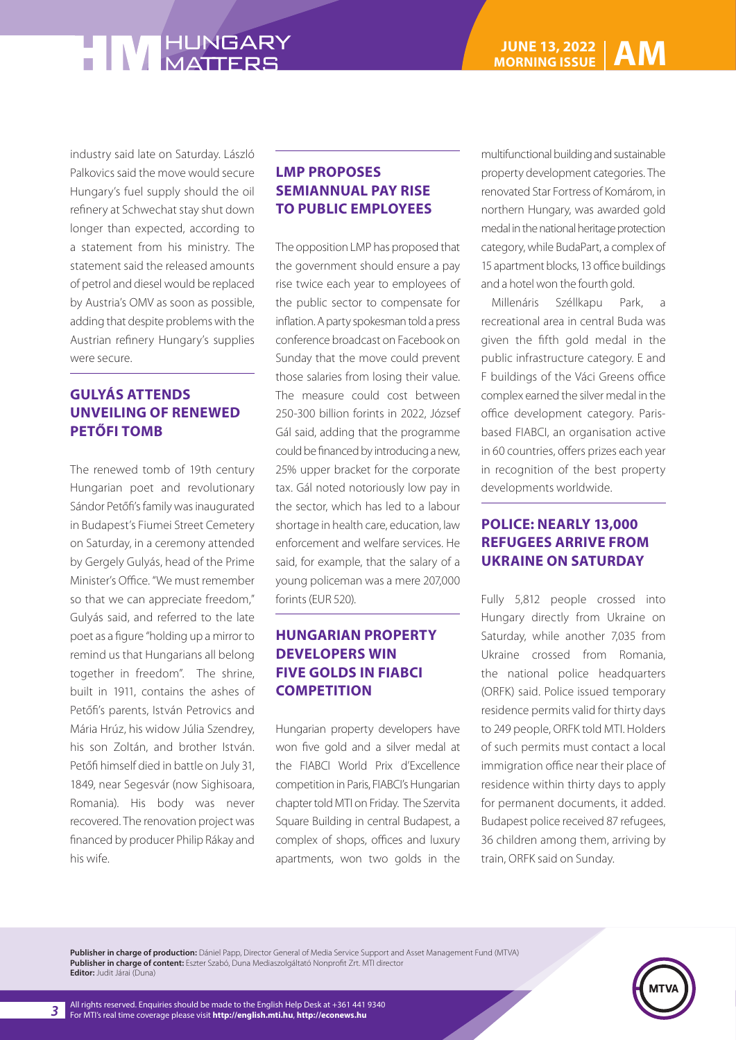industry said late on Saturday. László Palkovics said the move would secure Hungary's fuel supply should the oil refinery at Schwechat stay shut down longer than expected, according to a statement from his ministry. The statement said the released amounts of petrol and diesel would be replaced by Austria's OMV as soon as possible, adding that despite problems with the Austrian refinery Hungary's supplies were secure.

## GULYÁS ATTENDS UNVEILING OF RENEWED PETŐFI TOMB

The renewed tomb of 19th century Hungarian poet and revolutionary Sándor Petőfi's family was inaugurated in Budapest's Fiumei Street Cemetery on Saturday, in a ceremony attended by Gergely Gulyás, head of the Prime Minister's Office. "We must remember so that we can appreciate freedom," Gulyás said, and referred to the late poet as a figure "holding up a mirror to remind us that Hungarians all belong together in freedom". The shrine, built in 1911, contains the ashes of Petőfi's parents, István Petrovics and Mária Hrúz, his widow Júlia Szendrey, his son Zoltán, and brother István. Petőfi himself died in battle on July 31, 1849, near Segesvár (now Sighisoara, Romania). His body was never recovered. The renovation project was financed by producer Philip Rákay and his wife.

## LMP PROPOSES SEMIANNUAL PAY RISE TO PUBLIC EMPLOYEES

The opposition LMP has proposed that the government should ensure a pay rise twice each year to employees of the public sector to compensate for inflation. A party spokesman told a press conference broadcast on Facebook on Sunday that the move could prevent those salaries from losing their value. The measure could cost between 250-300 billion forints in 2022, József Gál said, adding that the programme could be financed by introducing a new, 25% upper bracket for the corporate tax. Gál noted notoriously low pay in the sector, which has led to a labour shortage in health care, education, law enforcement and welfare services. He said, for example, that the salary of a young policeman was a mere 207,000 forints (EUR 520).

## HUNGARIAN PROPERTY DEVELOPERS WIN FIVE GOLDS IN FIABCI COMPETITION

Hungarian property developers have won five gold and a silver medal at the FIABCI World Prix d'Excellence competition in Paris, FIABCI's Hungarian chapter told MTI on Friday. The Szervita Square Building in central Budapest, a complex of shops, offices and luxury apartments, won two golds in the multifunctional building and sustainable property development categories. The renovated Star Fortress of Komárom, in northern Hungary, was awarded gold medal in the national heritage protection category, while BudaPart, a complex of 15 apartment blocks, 13 office buildings and a hotel won the fourth gold.

Millenáris Széllkapu Park, a recreational area in central Buda was given the fifth gold medal in the public infrastructure category. E and F buildings of the Váci Greens office complex earned the silver medal in the office development category. Paris-based FIABCI, an organisation active in 60 countries, offers prizes each year in recognition of the best property developments worldwide.

## POLICE: NEARLY 13,000 REFUGEES ARRIVE FROM UKRAINE ON SATURDAY

Fully 5,812 people crossed into Hungary directly from Ukraine on Saturday, while another 7,035 from Ukraine crossed from Romania, the national police headquarters (ORFK) said. Police issued temporary residence permits valid for thirty days to 249 people, ORFK told MTI. Holders of such permits must contact a local immigration office near their place of residence within thirty days to apply for permanent documents, it added. Budapest police received 87 refugees, 36 children among them, arriving by train, ORFK said on Sunday.

**Publisher in charge of production:** Dániel Papp, Director General of Media Service Support and Asset Management Fund (MTVA)
**Publisher in charge of content:** Eszter Szabó, Duna Mediaszolgáltató Nonprofit Zrt. MTI director
**Editor:** Judit Járai (Duna)

All rights reserved. Enquiries should be made to the English Help Desk at +361 441 9340
For MTI's real time coverage please visit **http://english.mti.hu**, **http://econews.hu**